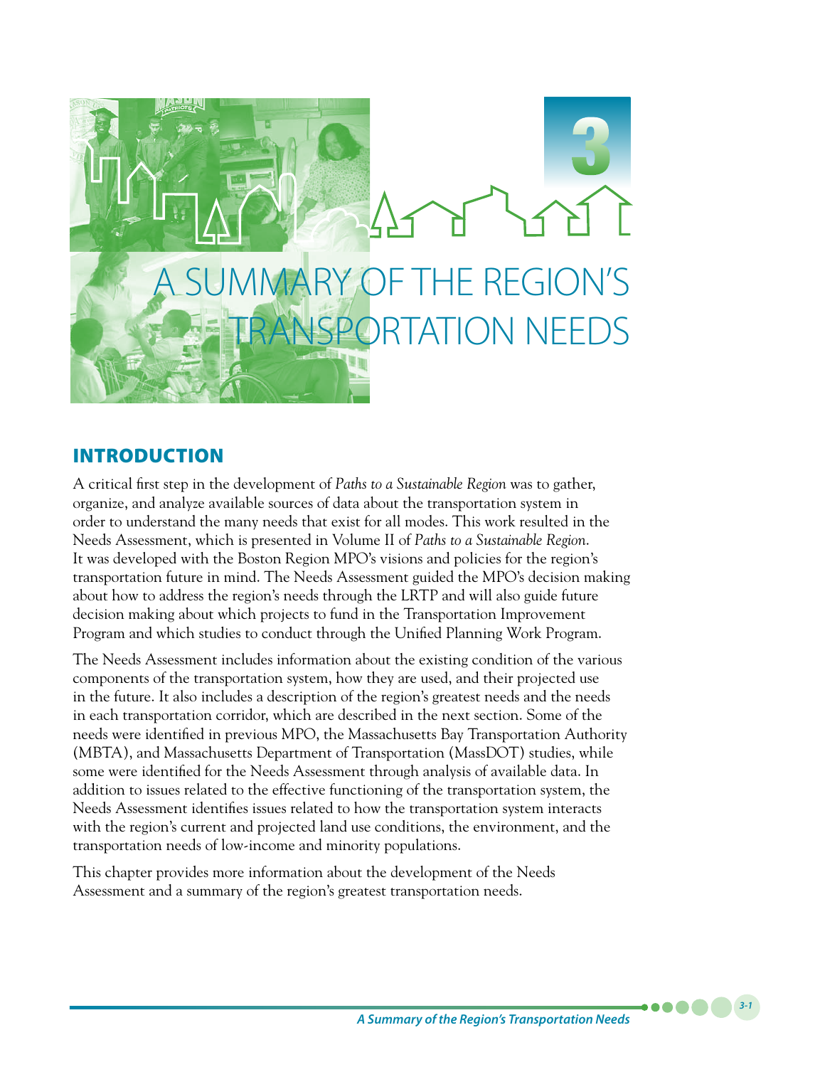# 3

# A SUMMARY OF THE REGION'S TRANSPORTATION NEEDS

## INTRODUCTION

A critical first step in the development of *Paths to a Sustainable Region* was to gather, organize, and analyze available sources of data about the transportation system in order to understand the many needs that exist for all modes. This work resulted in the Needs Assessment, which is presented in Volume II of *Paths to a Sustainable Region*. It was developed with the Boston Region MPO's visions and policies for the region's transportation future in mind. The Needs Assessment guided the MPO's decision making about how to address the region's needs through the LRTP and will also guide future decision making about which projects to fund in the Transportation Improvement Program and which studies to conduct through the Unified Planning Work Program.

The Needs Assessment includes information about the existing condition of the various components of the transportation system, how they are used, and their projected use in the future. It also includes a description of the region's greatest needs and the needs in each transportation corridor, which are described in the next section. Some of the needs were identified in previous MPO, the Massachusetts Bay Transportation Authority (MBTA), and Massachusetts Department of Transportation (MassDOT) studies, while some were identified for the Needs Assessment through analysis of available data. In addition to issues related to the effective functioning of the transportation system, the Needs Assessment identifies issues related to how the transportation system interacts with the region's current and projected land use conditions, the environment, and the transportation needs of low-income and minority populations.

This chapter provides more information about the development of the Needs Assessment and a summary of the region's greatest transportation needs.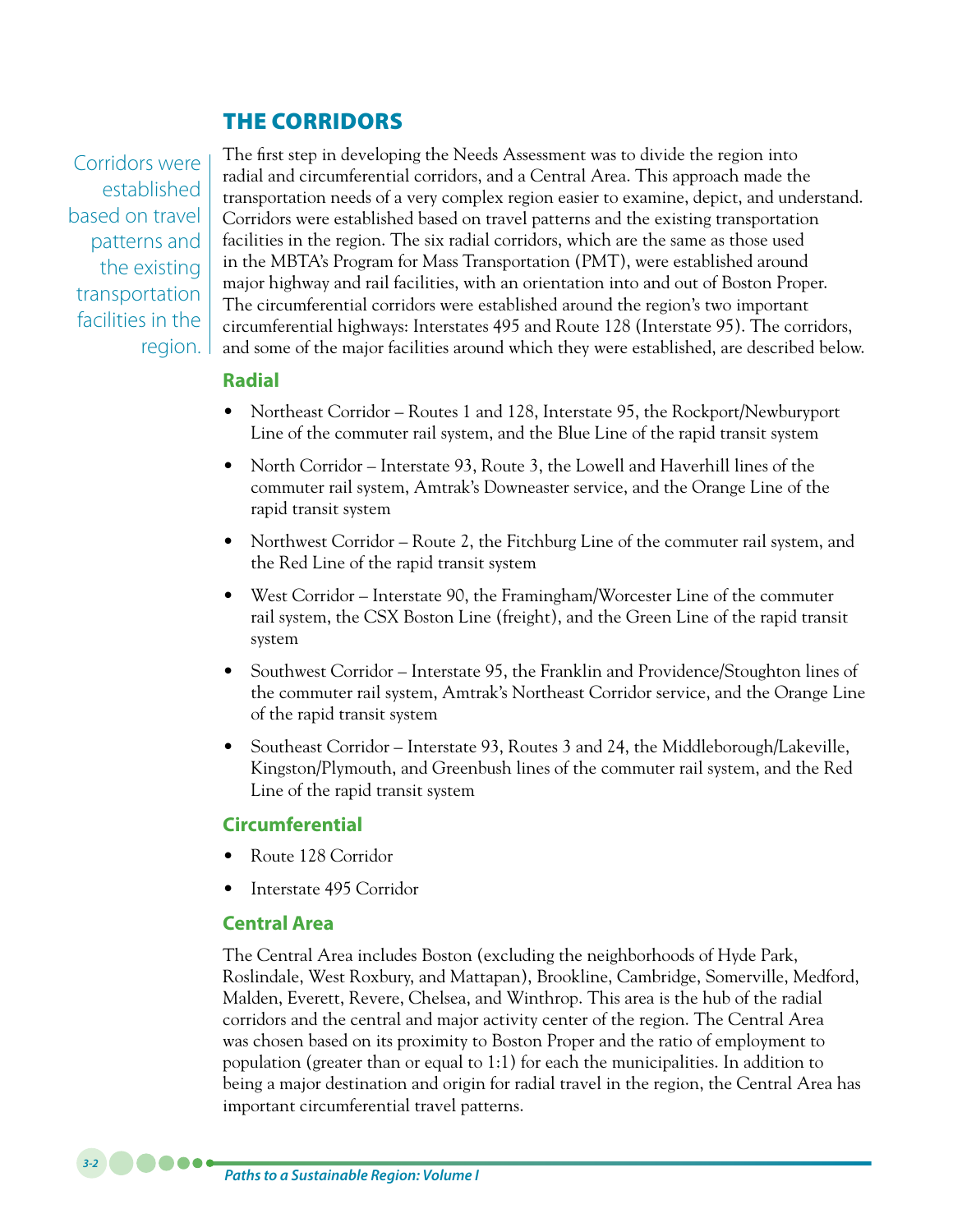## THE CORRIDORS

*Corridors were established based on travel patterns and the existing transportation facilities in the region.*

The first step in developing the Needs Assessment was to divide the region into radial and circumferential corridors, and a Central Area. This approach made the transportation needs of a very complex region easier to examine, depict, and understand. Corridors were established based on travel patterns and the existing transportation facilities in the region. The six radial corridors, which are the same as those used in the MBTA's Program for Mass Transportation (PMT), were established around major highway and rail facilities, with an orientation into and out of Boston Proper. The circumferential corridors were established around the region's two important circumferential highways: Interstates 495 and Route 128 (Interstate 95). The corridors, and some of the major facilities around which they were established, are described below.

### Radial

- Northeast Corridor – Routes 1 and 128, Interstate 95, the Rockport/Newburyport Line of the commuter rail system, and the Blue Line of the rapid transit system
- North Corridor – Interstate 93, Route 3, the Lowell and Haverhill lines of the commuter rail system, Amtrak's Downeaster service, and the Orange Line of the rapid transit system
- Northwest Corridor – Route 2, the Fitchburg Line of the commuter rail system, and the Red Line of the rapid transit system
- West Corridor – Interstate 90, the Framingham/Worcester Line of the commuter rail system, the CSX Boston Line (freight), and the Green Line of the rapid transit system
- Southwest Corridor – Interstate 95, the Franklin and Providence/Stoughton lines of the commuter rail system, Amtrak's Northeast Corridor service, and the Orange Line of the rapid transit system
- Southeast Corridor – Interstate 93, Routes 3 and 24, the Middleborough/Lakeville, Kingston/Plymouth, and Greenbush lines of the commuter rail system, and the Red Line of the rapid transit system

### Circumferential

- Route 128 Corridor
- Interstate 495 Corridor

### Central Area

The Central Area includes Boston (excluding the neighborhoods of Hyde Park, Roslindale, West Roxbury, and Mattapan), Brookline, Cambridge, Somerville, Medford, Malden, Everett, Revere, Chelsea, and Winthrop. This area is the hub of the radial corridors and the central and major activity center of the region. The Central Area was chosen based on its proximity to Boston Proper and the ratio of employment to population (greater than or equal to 1:1) for each the municipalities. In addition to being a major destination and origin for radial travel in the region, the Central Area has important circumferential travel patterns.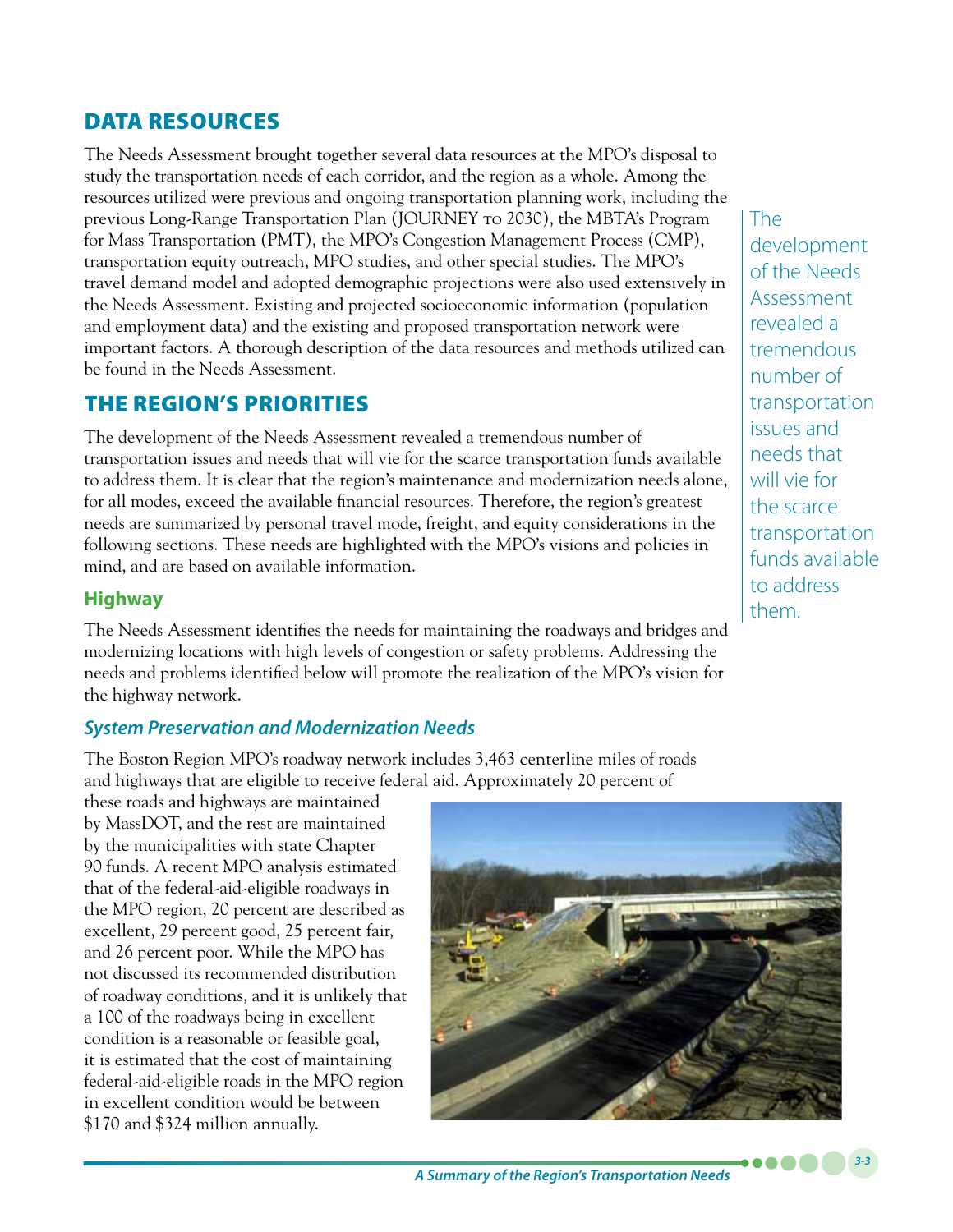## DATA RESOURCES

The Needs Assessment brought together several data resources at the MPO's disposal to study the transportation needs of each corridor, and the region as a whole. Among the resources utilized were previous and ongoing transportation planning work, including the previous Long-Range Transportation Plan (JOURNEY TO 2030), the MBTA's Program for Mass Transportation (PMT), the MPO's Congestion Management Process (CMP), transportation equity outreach, MPO studies, and other special studies. The MPO's travel demand model and adopted demographic projections were also used extensively in the Needs Assessment. Existing and projected socioeconomic information (population and employment data) and the existing and proposed transportation network were important factors. A thorough description of the data resources and methods utilized can be found in the Needs Assessment.

## THE REGION'S PRIORITIES

The development of the Needs Assessment revealed a tremendous number of transportation issues and needs that will vie for the scarce transportation funds available to address them. It is clear that the region's maintenance and modernization needs alone, for all modes, exceed the available financial resources. Therefore, the region's greatest needs are summarized by personal travel mode, freight, and equity considerations in the following sections. These needs are highlighted with the MPO's visions and policies in mind, and are based on available information.

The development of the Needs Assessment revealed a tremendous number of transportation issues and needs that will vie for the scarce transportation funds available to address them.

### Highway

The Needs Assessment identifies the needs for maintaining the roadways and bridges and modernizing locations with high levels of congestion or safety problems. Addressing the needs and problems identified below will promote the realization of the MPO's vision for the highway network.

#### *System Preservation and Modernization Needs*

The Boston Region MPO's roadway network includes 3,463 centerline miles of roads and highways that are eligible to receive federal aid. Approximately 20 percent of these roads and highways are maintained by MassDOT, and the rest are maintained by the municipalities with state Chapter 90 funds. A recent MPO analysis estimated that of the federal-aid-eligible roadways in the MPO region, 20 percent are described as excellent, 29 percent good, 25 percent fair, and 26 percent poor. While the MPO has not discussed its recommended distribution of roadway conditions, and it is unlikely that a 100 of the roadways being in excellent condition is a reasonable or feasible goal, it is estimated that the cost of maintaining federal-aid-eligible roads in the MPO region in excellent condition would be between $170 and $324 million annually.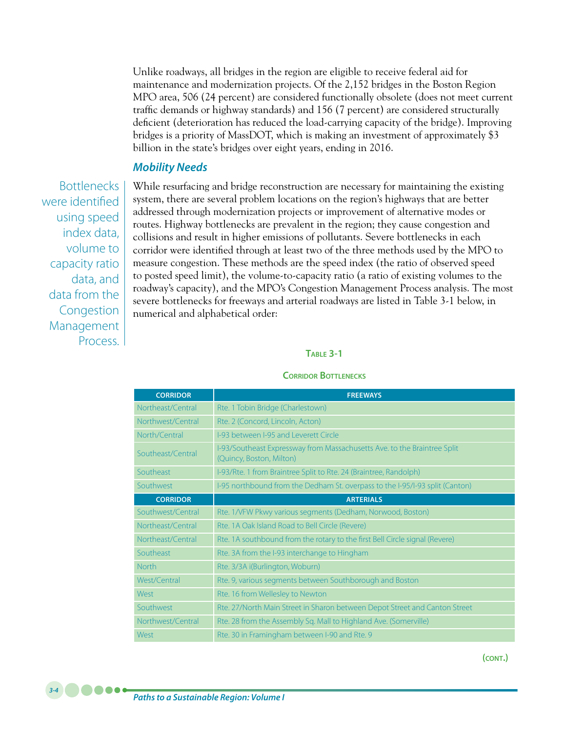Unlike roadways, all bridges in the region are eligible to receive federal aid for maintenance and modernization projects. Of the 2,152 bridges in the Boston Region MPO area, 506 (24 percent) are considered functionally obsolete (does not meet current traffic demands or highway standards) and 156 (7 percent) are considered structurally deficient (deterioration has reduced the load-carrying capacity of the bridge). Improving bridges is a priority of MassDOT, which is making an investment of approximately $3 billion in the state's bridges over eight years, ending in 2016.

### *Mobility Needs*

Bottlenecks were identified using speed index data, volume to capacity ratio data, and data from the Congestion Management Process.

While resurfacing and bridge reconstruction are necessary for maintaining the existing system, there are several problem locations on the region's highways that are better addressed through modernization projects or improvement of alternative modes or routes. Highway bottlenecks are prevalent in the region; they cause congestion and collisions and result in higher emissions of pollutants. Severe bottlenecks in each corridor were identified through at least two of the three methods used by the MPO to measure congestion. These methods are the speed index (the ratio of observed speed to posted speed limit), the volume-to-capacity ratio (a ratio of existing volumes to the roadway's capacity), and the MPO's Congestion Management Process analysis. The most severe bottlenecks for freeways and arterial roadways are listed in Table 3-1 below, in numerical and alphabetical order:

**Table 3-1**

**Corridor Bottlenecks**

| CORRIDOR | FREEWAYS |
|---|---|
| Northeast/Central | Rte. 1 Tobin Bridge (Charlestown) |
| Northwest/Central | Rte. 2 (Concord, Lincoln, Acton) |
| North/Central | I-93 between I-95 and Leverett Circle |
| Southeast/Central | I-93/Southeast Expressway from Massachusetts Ave. to the Braintree Split (Quincy, Boston, Milton) |
| Southeast | I-93/Rte. 1 from Braintree Split to Rte. 24 (Braintree, Randolph) |
| Southwest | I-95 northbound from the Dedham St. overpass to the I-95/I-93 split (Canton) |
| **CORRIDOR** | **ARTERIALS** |
| Southwest/Central | Rte. 1/VFW Pkwy various segments (Dedham, Norwood, Boston) |
| Northeast/Central | Rte. 1A Oak Island Road to Bell Circle (Revere) |
| Northeast/Central | Rte. 1A southbound from the rotary to the first Bell Circle signal (Revere) |
| Southeast | Rte. 3A from the I-93 interchange to Hingham |
| North | Rte. 3/3A i(Burlington, Woburn) |
| West/Central | Rte. 9, various segments between Southborough and Boston |
| West | Rte. 16 from Wellesley to Newton |
| Southwest | Rte. 27/North Main Street in Sharon between Depot Street and Canton Street |
| Northwest/Central | Rte. 28 from the Assembly Sq. Mall to Highland Ave. (Somerville) |
| West | Rte. 30 in Framingham between I-90 and Rte. 9 |

(cont.)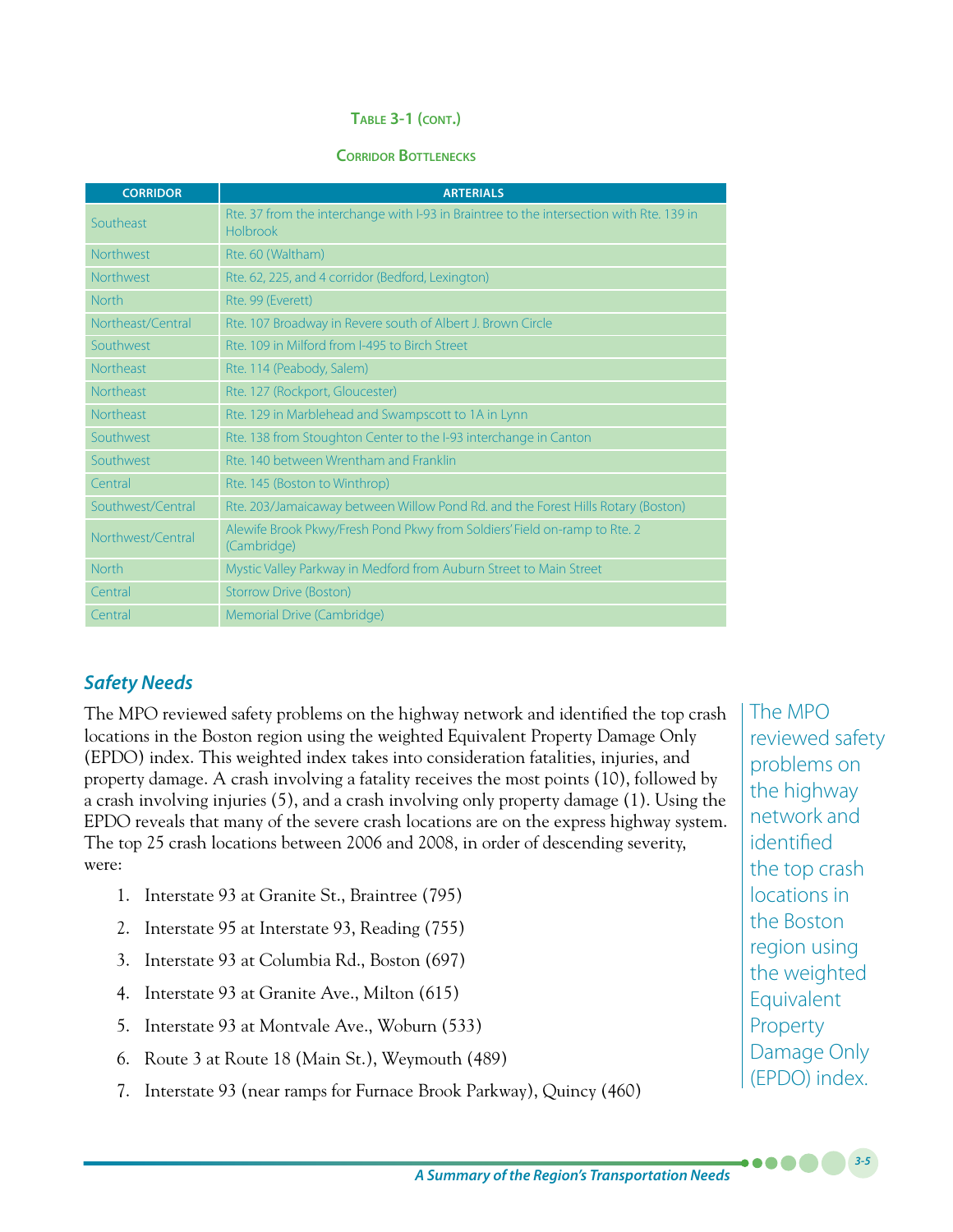**Table 3-1 (cont.)**

**Corridor Bottlenecks**

| CORRIDOR | ARTERIALS |
|---|---|
| Southeast | Rte. 37 from the interchange with I-93 in Braintree to the intersection with Rte. 139 in Holbrook |
| Northwest | Rte. 60 (Waltham) |
| Northwest | Rte. 62, 225, and 4 corridor (Bedford, Lexington) |
| North | Rte. 99 (Everett) |
| Northeast/Central | Rte. 107 Broadway in Revere south of Albert J. Brown Circle |
| Southwest | Rte. 109 in Milford from I-495 to Birch Street |
| Northeast | Rte. 114 (Peabody, Salem) |
| Northeast | Rte. 127 (Rockport, Gloucester) |
| Northeast | Rte. 129 in Marblehead and Swampscott to 1A in Lynn |
| Southwest | Rte. 138 from Stoughton Center to the I-93 interchange in Canton |
| Southwest | Rte. 140 between Wrentham and Franklin |
| Central | Rte. 145 (Boston to Winthrop) |
| Southwest/Central | Rte. 203/Jamaicaway between Willow Pond Rd. and the Forest Hills Rotary (Boston) |
| Northwest/Central | Alewife Brook Pkwy/Fresh Pond Pkwy from Soldiers' Field on-ramp to Rte. 2 (Cambridge) |
| North | Mystic Valley Parkway in Medford from Auburn Street to Main Street |
| Central | Storrow Drive (Boston) |
| Central | Memorial Drive (Cambridge) |

## *Safety Needs*

The MPO reviewed safety problems on the highway network and identified the top crash locations in the Boston region using the weighted Equivalent Property Damage Only (EPDO) index. This weighted index takes into consideration fatalities, injuries, and property damage. A crash involving a fatality receives the most points (10), followed by a crash involving injuries (5), and a crash involving only property damage (1). Using the EPDO reveals that many of the severe crash locations are on the express highway system. The top 25 crash locations between 2006 and 2008, in order of descending severity, were:

1. Interstate 93 at Granite St., Braintree (795)
2. Interstate 95 at Interstate 93, Reading (755)
3. Interstate 93 at Columbia Rd., Boston (697)
4. Interstate 93 at Granite Ave., Milton (615)
5. Interstate 93 at Montvale Ave., Woburn (533)
6. Route 3 at Route 18 (Main St.), Weymouth (489)
7. Interstate 93 (near ramps for Furnace Brook Parkway), Quincy (460)

The MPO reviewed safety problems on the highway network and identified the top crash locations in the Boston region using the weighted Equivalent Property Damage Only (EPDO) index.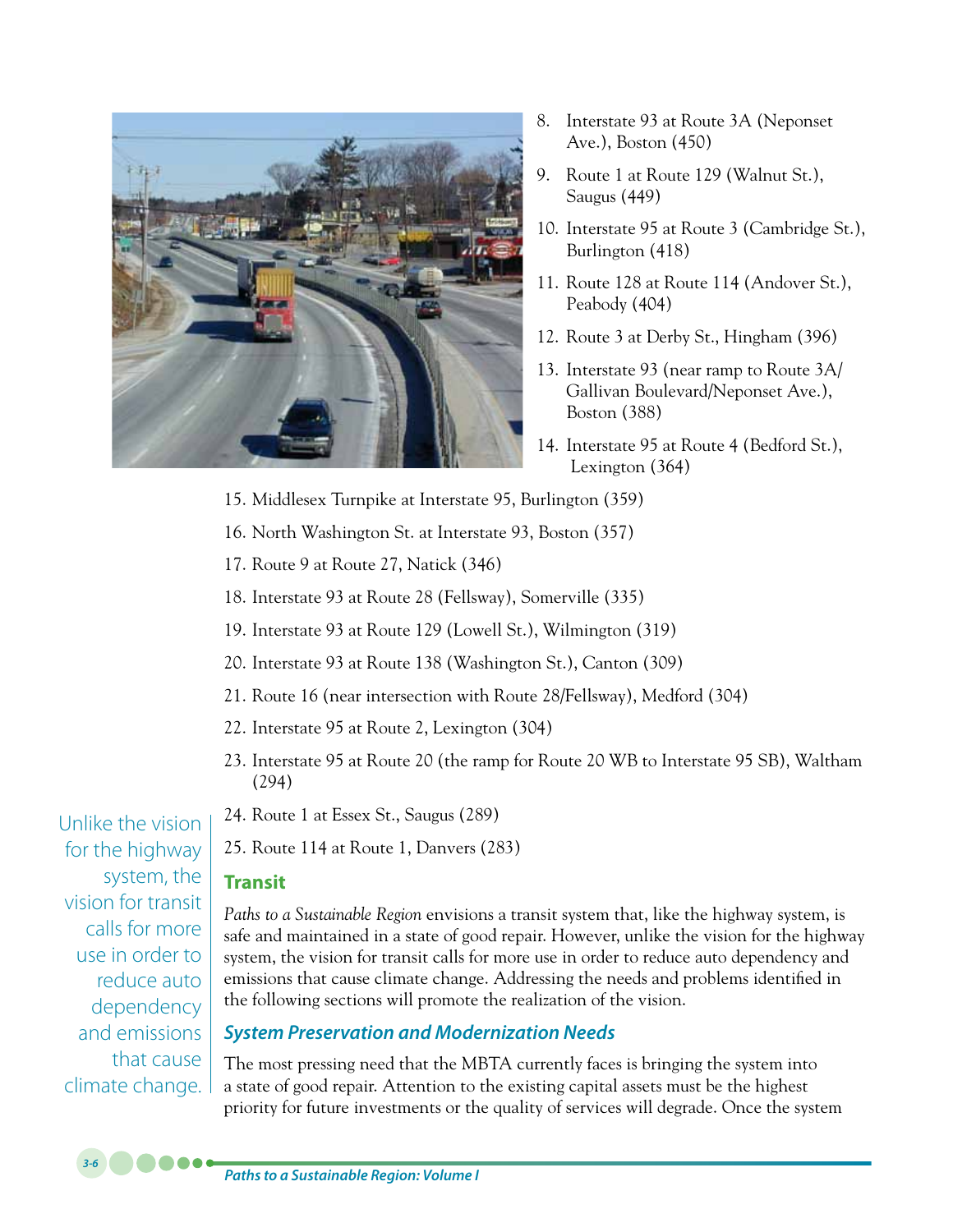8. Interstate 93 at Route 3A (Neponset Ave.), Boston (450)
9. Route 1 at Route 129 (Walnut St.), Saugus (449)
10. Interstate 95 at Route 3 (Cambridge St.), Burlington (418)
11. Route 128 at Route 114 (Andover St.), Peabody (404)
12. Route 3 at Derby St., Hingham (396)
13. Interstate 93 (near ramp to Route 3A/ Gallivan Boulevard/Neponset Ave.), Boston (388)
14. Interstate 95 at Route 4 (Bedford St.), Lexington (364)
15. Middlesex Turnpike at Interstate 95, Burlington (359)
16. North Washington St. at Interstate 93, Boston (357)
17. Route 9 at Route 27, Natick (346)
18. Interstate 93 at Route 28 (Fellsway), Somerville (335)
19. Interstate 93 at Route 129 (Lowell St.), Wilmington (319)
20. Interstate 93 at Route 138 (Washington St.), Canton (309)
21. Route 16 (near intersection with Route 28/Fellsway), Medford (304)
22. Interstate 95 at Route 2, Lexington (304)
23. Interstate 95 at Route 20 (the ramp for Route 20 WB to Interstate 95 SB), Waltham (294)
24. Route 1 at Essex St., Saugus (289)
25. Route 114 at Route 1, Danvers (283)

Unlike the vision for the highway system, the vision for transit calls for more use in order to reduce auto dependency and emissions that cause climate change.

## Transit

*Paths to a Sustainable Region* envisions a transit system that, like the highway system, is safe and maintained in a state of good repair. However, unlike the vision for the highway system, the vision for transit calls for more use in order to reduce auto dependency and emissions that cause climate change. Addressing the needs and problems identified in the following sections will promote the realization of the vision.

### *System Preservation and Modernization Needs*

The most pressing need that the MBTA currently faces is bringing the system into a state of good repair. Attention to the existing capital assets must be the highest priority for future investments or the quality of services will degrade. Once the system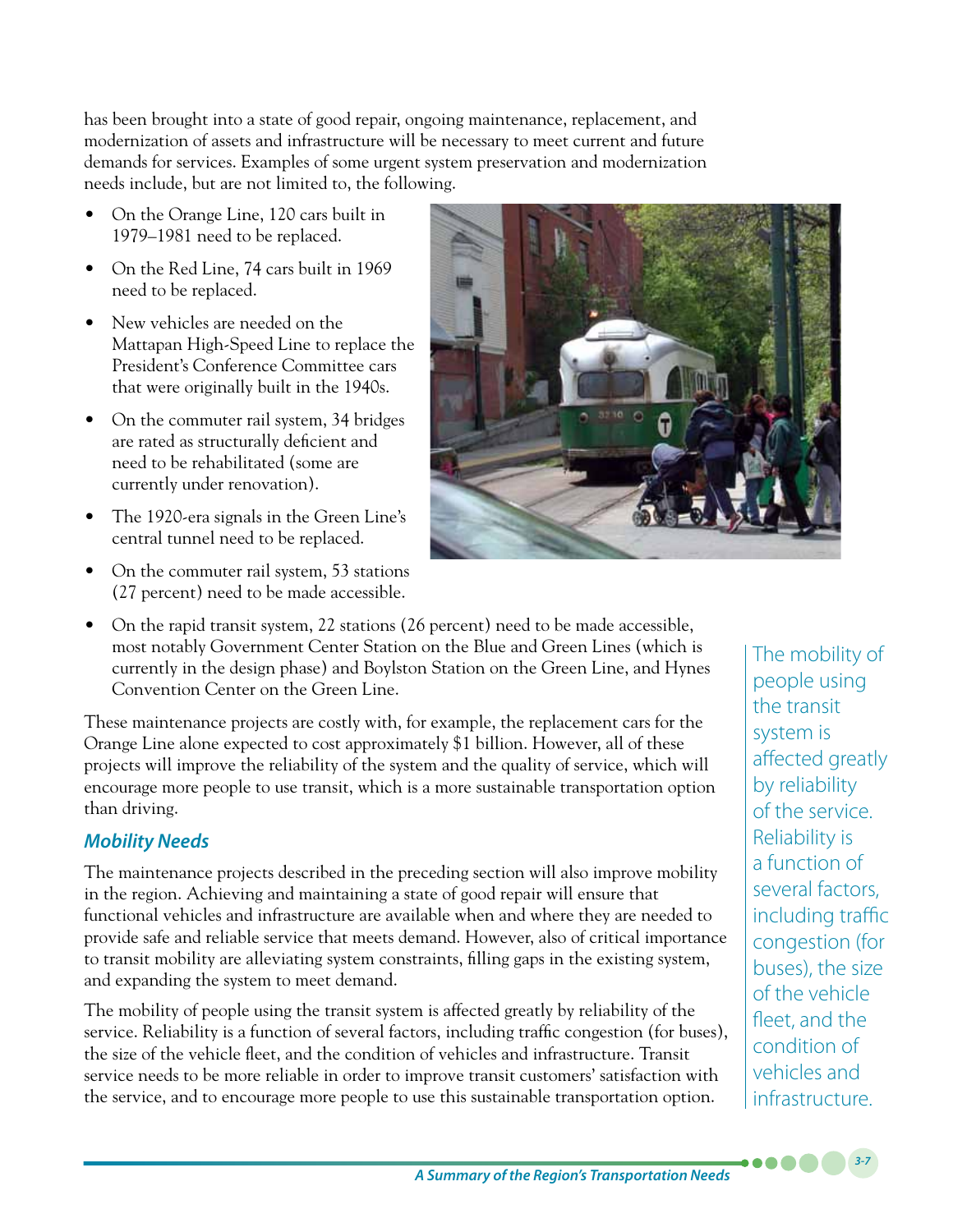has been brought into a state of good repair, ongoing maintenance, replacement, and modernization of assets and infrastructure will be necessary to meet current and future demands for services. Examples of some urgent system preservation and modernization needs include, but are not limited to, the following.

- On the Orange Line, 120 cars built in 1979–1981 need to be replaced.
- On the Red Line, 74 cars built in 1969 need to be replaced.
- New vehicles are needed on the Mattapan High-Speed Line to replace the President's Conference Committee cars that were originally built in the 1940s.
- On the commuter rail system, 34 bridges are rated as structurally deficient and need to be rehabilitated (some are currently under renovation).
- The 1920-era signals in the Green Line's central tunnel need to be replaced.
- On the commuter rail system, 53 stations (27 percent) need to be made accessible.
- On the rapid transit system, 22 stations (26 percent) need to be made accessible, most notably Government Center Station on the Blue and Green Lines (which is currently in the design phase) and Boylston Station on the Green Line, and Hynes Convention Center on the Green Line.

These maintenance projects are costly with, for example, the replacement cars for the Orange Line alone expected to cost approximately $1 billion. However, all of these projects will improve the reliability of the system and the quality of service, which will encourage more people to use transit, which is a more sustainable transportation option than driving.

### *Mobility Needs*

The maintenance projects described in the preceding section will also improve mobility in the region. Achieving and maintaining a state of good repair will ensure that functional vehicles and infrastructure are available when and where they are needed to provide safe and reliable service that meets demand. However, also of critical importance to transit mobility are alleviating system constraints, filling gaps in the existing system, and expanding the system to meet demand.

The mobility of people using the transit system is affected greatly by reliability of the service. Reliability is a function of several factors, including traffic congestion (for buses), the size of the vehicle fleet, and the condition of vehicles and infrastructure. Transit service needs to be more reliable in order to improve transit customers' satisfaction with the service, and to encourage more people to use this sustainable transportation option.

> The mobility of people using the transit system is affected greatly by reliability of the service. Reliability is a function of several factors, including traffic congestion (for buses), the size of the vehicle fleet, and the condition of vehicles and infrastructure.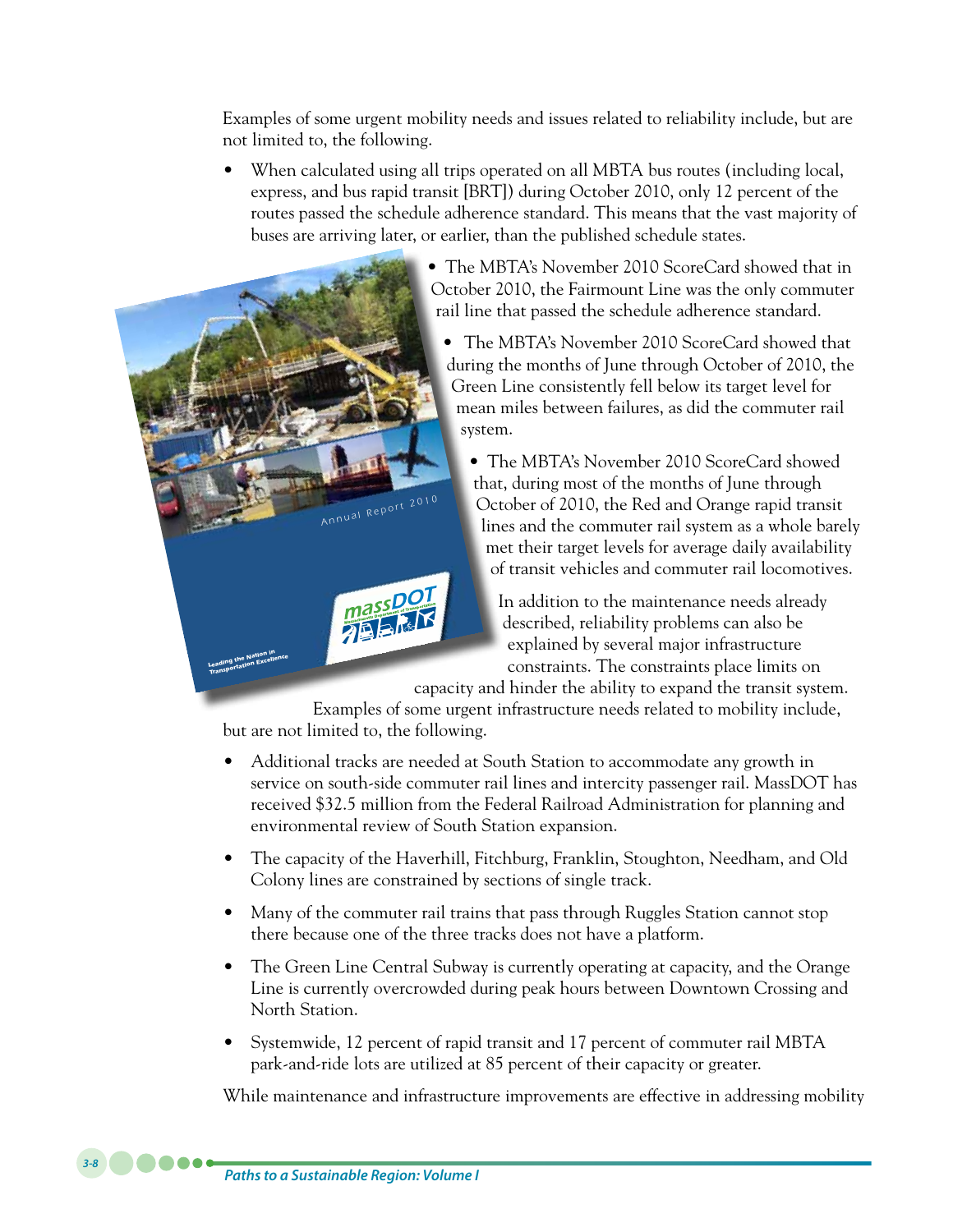Examples of some urgent mobility needs and issues related to reliability include, but are not limited to, the following.

- When calculated using all trips operated on all MBTA bus routes (including local, express, and bus rapid transit [BRT]) during October 2010, only 12 percent of the routes passed the schedule adherence standard. This means that the vast majority of buses are arriving later, or earlier, than the published schedule states.
- The MBTA's November 2010 ScoreCard showed that in October 2010, the Fairmount Line was the only commuter rail line that passed the schedule adherence standard.
- The MBTA's November 2010 ScoreCard showed that during the months of June through October of 2010, the Green Line consistently fell below its target level for mean miles between failures, as did the commuter rail system.
- The MBTA's November 2010 ScoreCard showed that, during most of the months of June through October of 2010, the Red and Orange rapid transit lines and the commuter rail system as a whole barely met their target levels for average daily availability of transit vehicles and commuter rail locomotives.

In addition to the maintenance needs already described, reliability problems can also be explained by several major infrastructure constraints. The constraints place limits on capacity and hinder the ability to expand the transit system. Examples of some urgent infrastructure needs related to mobility include, but are not limited to, the following.

- Additional tracks are needed at South Station to accommodate any growth in service on south-side commuter rail lines and intercity passenger rail. MassDOT has received $32.5 million from the Federal Railroad Administration for planning and environmental review of South Station expansion.
- The capacity of the Haverhill, Fitchburg, Franklin, Stoughton, Needham, and Old Colony lines are constrained by sections of single track.
- Many of the commuter rail trains that pass through Ruggles Station cannot stop there because one of the three tracks does not have a platform.
- The Green Line Central Subway is currently operating at capacity, and the Orange Line is currently overcrowded during peak hours between Downtown Crossing and North Station.
- Systemwide, 12 percent of rapid transit and 17 percent of commuter rail MBTA park-and-ride lots are utilized at 85 percent of their capacity or greater.

While maintenance and infrastructure improvements are effective in addressing mobility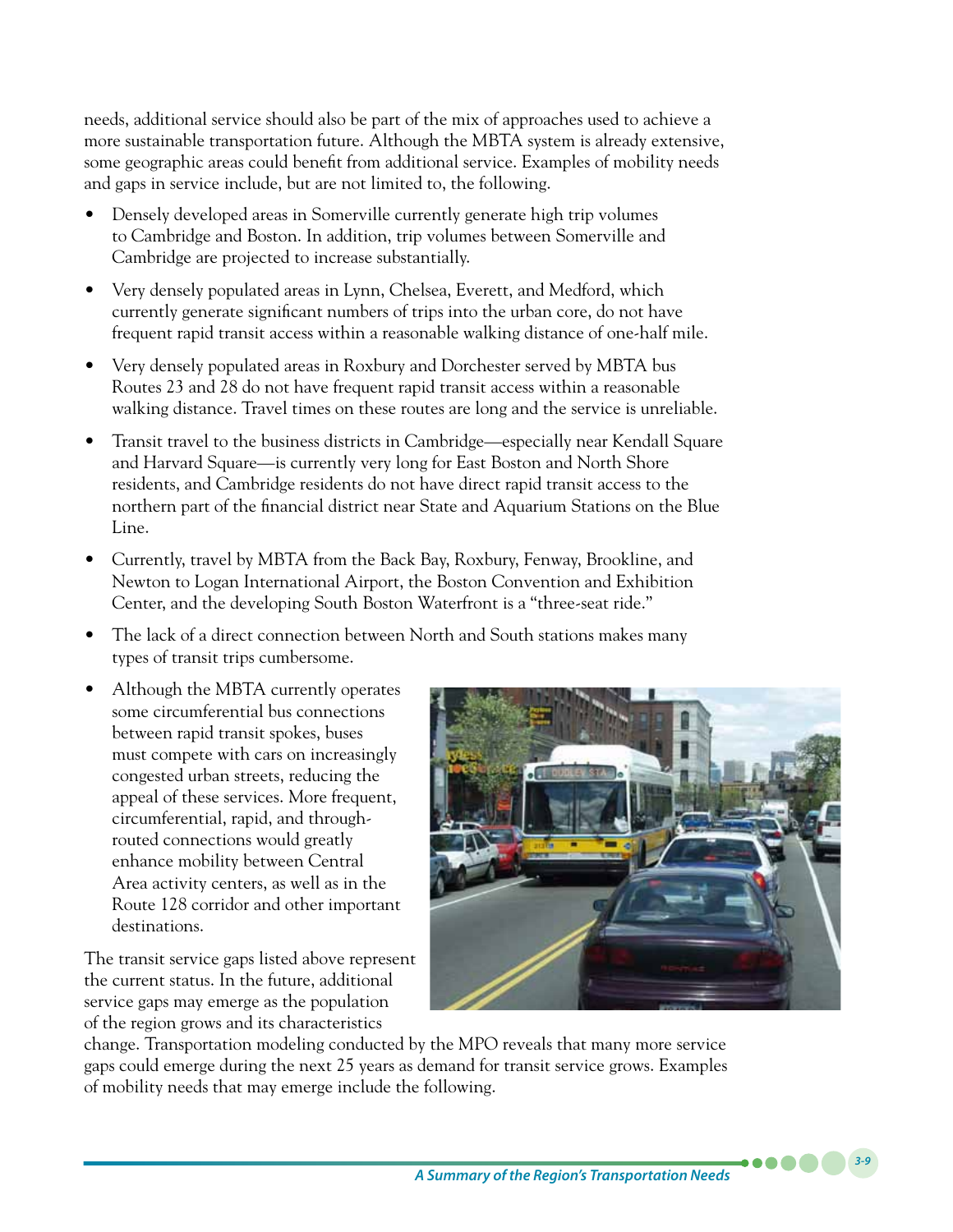needs, additional service should also be part of the mix of approaches used to achieve a more sustainable transportation future. Although the MBTA system is already extensive, some geographic areas could benefit from additional service. Examples of mobility needs and gaps in service include, but are not limited to, the following.

- Densely developed areas in Somerville currently generate high trip volumes to Cambridge and Boston. In addition, trip volumes between Somerville and Cambridge are projected to increase substantially.
- Very densely populated areas in Lynn, Chelsea, Everett, and Medford, which currently generate significant numbers of trips into the urban core, do not have frequent rapid transit access within a reasonable walking distance of one-half mile.
- Very densely populated areas in Roxbury and Dorchester served by MBTA bus Routes 23 and 28 do not have frequent rapid transit access within a reasonable walking distance. Travel times on these routes are long and the service is unreliable.
- Transit travel to the business districts in Cambridge—especially near Kendall Square and Harvard Square—is currently very long for East Boston and North Shore residents, and Cambridge residents do not have direct rapid transit access to the northern part of the financial district near State and Aquarium Stations on the Blue Line.
- Currently, travel by MBTA from the Back Bay, Roxbury, Fenway, Brookline, and Newton to Logan International Airport, the Boston Convention and Exhibition Center, and the developing South Boston Waterfront is a "three-seat ride."
- The lack of a direct connection between North and South stations makes many types of transit trips cumbersome.
- Although the MBTA currently operates some circumferential bus connections between rapid transit spokes, buses must compete with cars on increasingly congested urban streets, reducing the appeal of these services. More frequent, circumferential, rapid, and through-routed connections would greatly enhance mobility between Central Area activity centers, as well as in the Route 128 corridor and other important destinations.

The transit service gaps listed above represent the current status. In the future, additional service gaps may emerge as the population of the region grows and its characteristics change. Transportation modeling conducted by the MPO reveals that many more service gaps could emerge during the next 25 years as demand for transit service grows. Examples of mobility needs that may emerge include the following.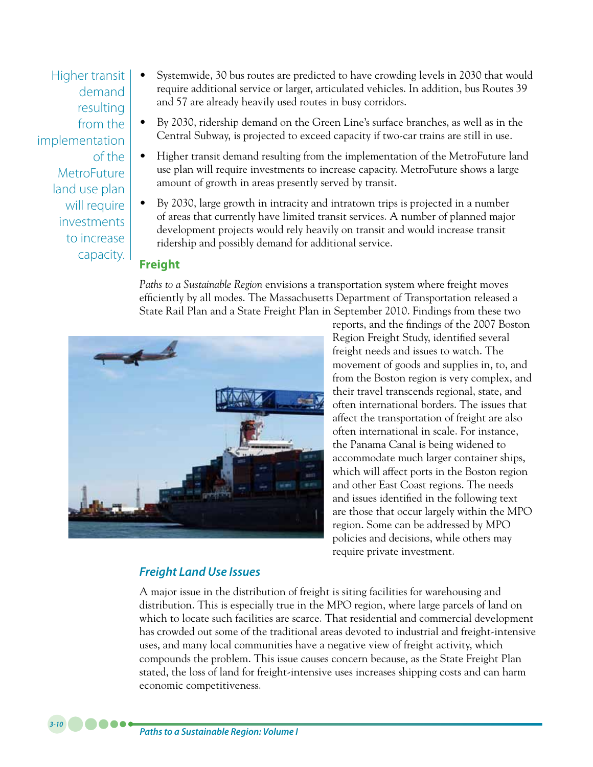Higher transit demand resulting from the implementation of the MetroFuture land use plan will require investments to increase capacity.

- Systemwide, 30 bus routes are predicted to have crowding levels in 2030 that would require additional service or larger, articulated vehicles. In addition, bus Routes 39 and 57 are already heavily used routes in busy corridors.
- By 2030, ridership demand on the Green Line's surface branches, as well as in the Central Subway, is projected to exceed capacity if two-car trains are still in use.
- Higher transit demand resulting from the implementation of the MetroFuture land use plan will require investments to increase capacity. MetroFuture shows a large amount of growth in areas presently served by transit.
- By 2030, large growth in intracity and intratown trips is projected in a number of areas that currently have limited transit services. A number of planned major development projects would rely heavily on transit and would increase transit ridership and possibly demand for additional service.

## Freight

*Paths to a Sustainable Region* envisions a transportation system where freight moves efficiently by all modes. The Massachusetts Department of Transportation released a State Rail Plan and a State Freight Plan in September 2010. Findings from these two reports, and the findings of the 2007 Boston Region Freight Study, identified several freight needs and issues to watch. The movement of goods and supplies in, to, and from the Boston region is very complex, and their travel transcends regional, state, and often international borders. The issues that affect the transportation of freight are also often international in scale. For instance, the Panama Canal is being widened to accommodate much larger container ships, which will affect ports in the Boston region and other East Coast regions. The needs and issues identified in the following text are those that occur largely within the MPO region. Some can be addressed by MPO policies and decisions, while others may require private investment.

### *Freight Land Use Issues*

A major issue in the distribution of freight is siting facilities for warehousing and distribution. This is especially true in the MPO region, where large parcels of land on which to locate such facilities are scarce. That residential and commercial development has crowded out some of the traditional areas devoted to industrial and freight-intensive uses, and many local communities have a negative view of freight activity, which compounds the problem. This issue causes concern because, as the State Freight Plan stated, the loss of land for freight-intensive uses increases shipping costs and can harm economic competitiveness.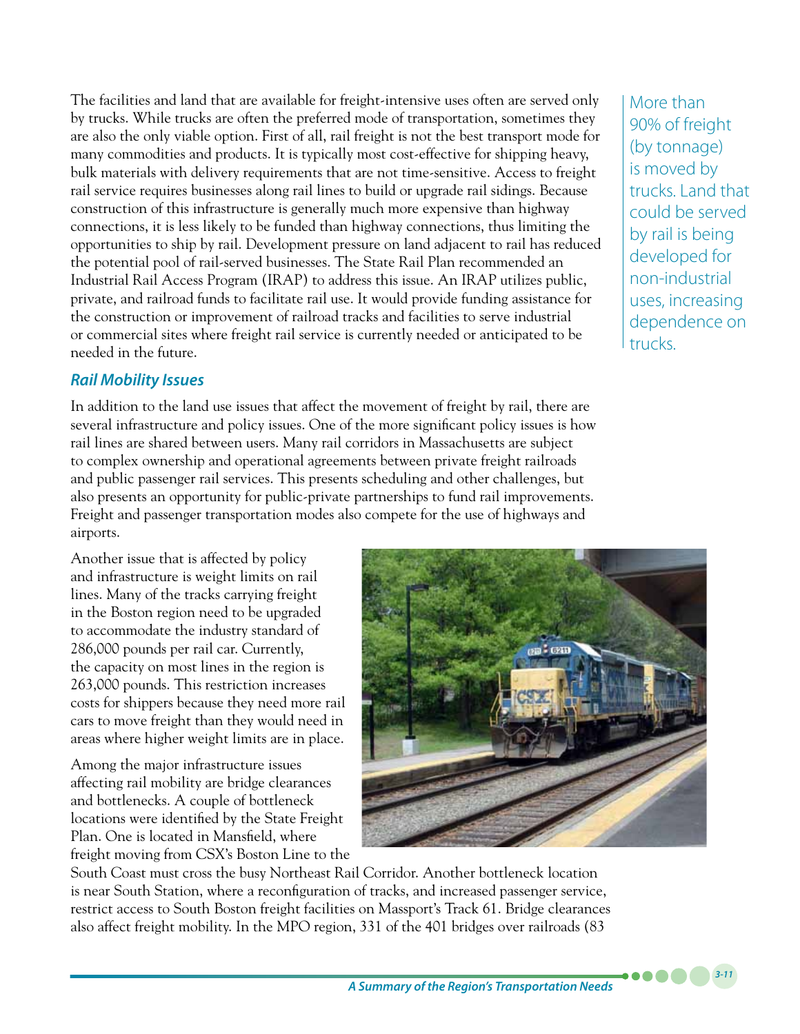The facilities and land that are available for freight-intensive uses often are served only by trucks. While trucks are often the preferred mode of transportation, sometimes they are also the only viable option. First of all, rail freight is not the best transport mode for many commodities and products. It is typically most cost-effective for shipping heavy, bulk materials with delivery requirements that are not time-sensitive. Access to freight rail service requires businesses along rail lines to build or upgrade rail sidings. Because construction of this infrastructure is generally much more expensive than highway connections, it is less likely to be funded than highway connections, thus limiting the opportunities to ship by rail. Development pressure on land adjacent to rail has reduced the potential pool of rail-served businesses. The State Rail Plan recommended an Industrial Rail Access Program (IRAP) to address this issue. An IRAP utilizes public, private, and railroad funds to facilitate rail use. It would provide funding assistance for the construction or improvement of railroad tracks and facilities to serve industrial or commercial sites where freight rail service is currently needed or anticipated to be needed in the future.

More than 90% of freight (by tonnage) is moved by trucks. Land that could be served by rail is being developed for non-industrial uses, increasing dependence on trucks.

### *Rail Mobility Issues*

In addition to the land use issues that affect the movement of freight by rail, there are several infrastructure and policy issues. One of the more significant policy issues is how rail lines are shared between users. Many rail corridors in Massachusetts are subject to complex ownership and operational agreements between private freight railroads and public passenger rail services. This presents scheduling and other challenges, but also presents an opportunity for public-private partnerships to fund rail improvements. Freight and passenger transportation modes also compete for the use of highways and airports.

Another issue that is affected by policy and infrastructure is weight limits on rail lines. Many of the tracks carrying freight in the Boston region need to be upgraded to accommodate the industry standard of 286,000 pounds per rail car. Currently, the capacity on most lines in the region is 263,000 pounds. This restriction increases costs for shippers because they need more rail cars to move freight than they would need in areas where higher weight limits are in place.

Among the major infrastructure issues affecting rail mobility are bridge clearances and bottlenecks. A couple of bottleneck locations were identified by the State Freight Plan. One is located in Mansfield, where freight moving from CSX's Boston Line to the South Coast must cross the busy Northeast Rail Corridor. Another bottleneck location is near South Station, where a reconfiguration of tracks, and increased passenger service, restrict access to South Boston freight facilities on Massport's Track 61. Bridge clearances also affect freight mobility. In the MPO region, 331 of the 401 bridges over railroads (83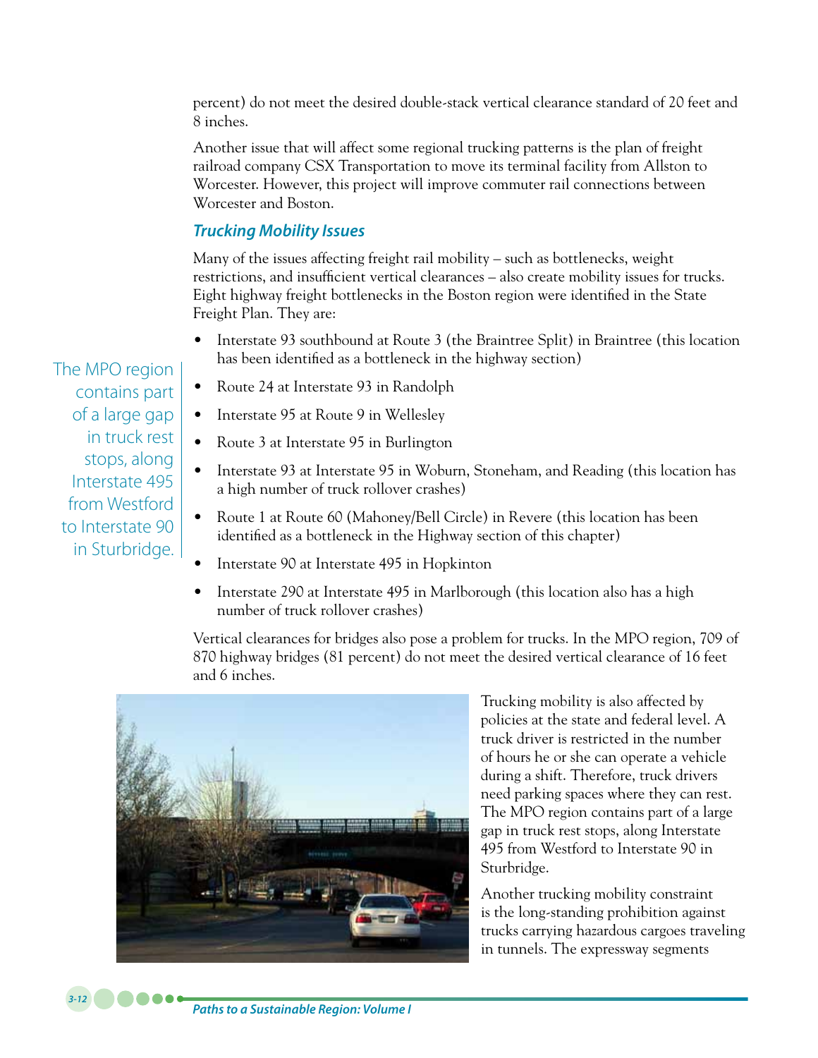percent) do not meet the desired double-stack vertical clearance standard of 20 feet and 8 inches.

Another issue that will affect some regional trucking patterns is the plan of freight railroad company CSX Transportation to move its terminal facility from Allston to Worcester. However, this project will improve commuter rail connections between Worcester and Boston.

### Trucking Mobility Issues

Many of the issues affecting freight rail mobility – such as bottlenecks, weight restrictions, and insufficient vertical clearances – also create mobility issues for trucks. Eight highway freight bottlenecks in the Boston region were identified in the State Freight Plan. They are:

- Interstate 93 southbound at Route 3 (the Braintree Split) in Braintree (this location has been identified as a bottleneck in the highway section)
- Route 24 at Interstate 93 in Randolph
- Interstate 95 at Route 9 in Wellesley
- Route 3 at Interstate 95 in Burlington
- Interstate 93 at Interstate 95 in Woburn, Stoneham, and Reading (this location has a high number of truck rollover crashes)
- Route 1 at Route 60 (Mahoney/Bell Circle) in Revere (this location has been identified as a bottleneck in the Highway section of this chapter)
- Interstate 90 at Interstate 495 in Hopkinton
- Interstate 290 at Interstate 495 in Marlborough (this location also has a high number of truck rollover crashes)

Vertical clearances for bridges also pose a problem for trucks. In the MPO region, 709 of 870 highway bridges (81 percent) do not meet the desired vertical clearance of 16 feet and 6 inches.

Trucking mobility is also affected by policies at the state and federal level. A truck driver is restricted in the number of hours he or she can operate a vehicle during a shift. Therefore, truck drivers need parking spaces where they can rest. The MPO region contains part of a large gap in truck rest stops, along Interstate 495 from Westford to Interstate 90 in Sturbridge.

Another trucking mobility constraint is the long-standing prohibition against trucks carrying hazardous cargoes traveling in tunnels. The expressway segments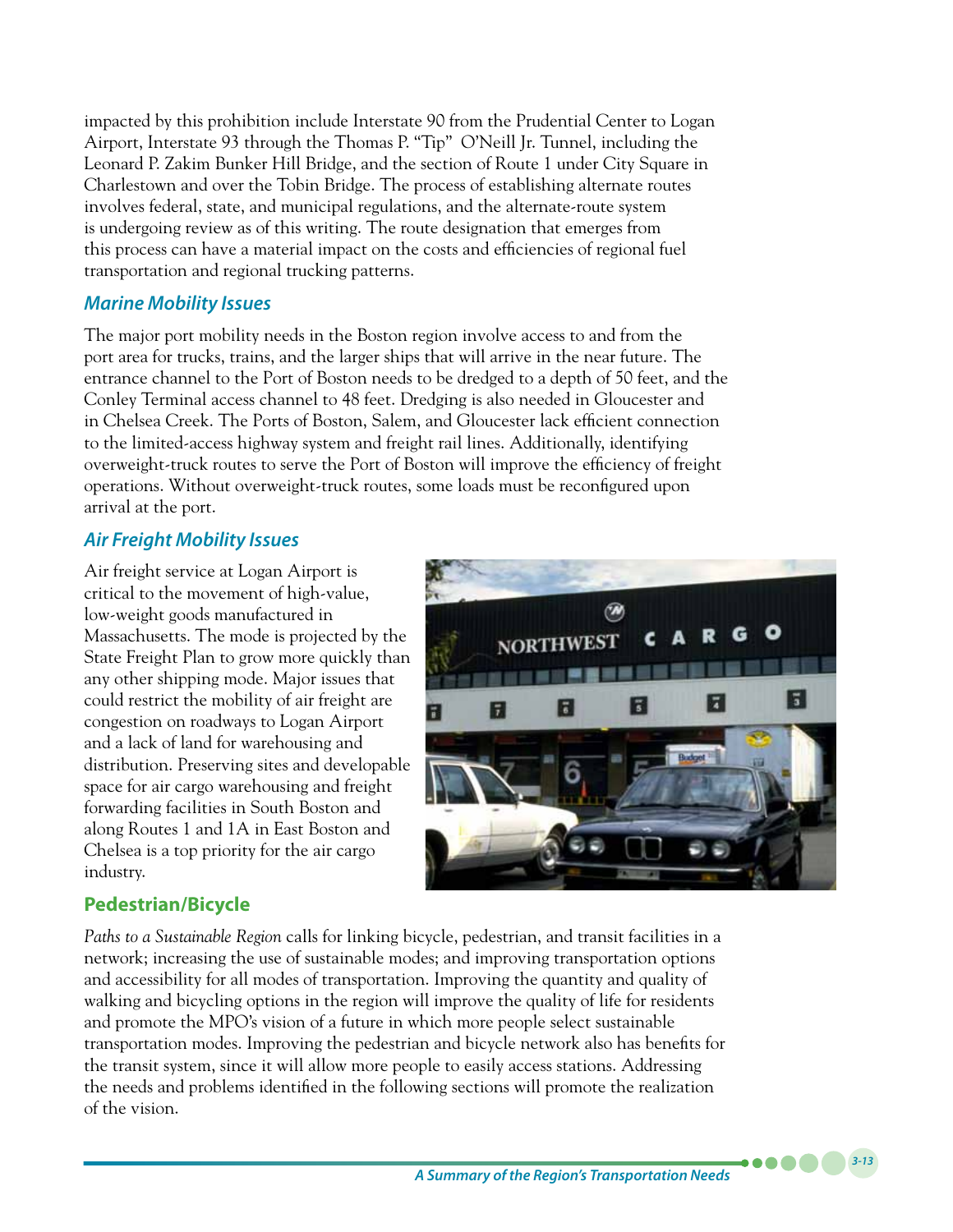impacted by this prohibition include Interstate 90 from the Prudential Center to Logan Airport, Interstate 93 through the Thomas P. "Tip" O'Neill Jr. Tunnel, including the Leonard P. Zakim Bunker Hill Bridge, and the section of Route 1 under City Square in Charlestown and over the Tobin Bridge. The process of establishing alternate routes involves federal, state, and municipal regulations, and the alternate-route system is undergoing review as of this writing. The route designation that emerges from this process can have a material impact on the costs and efficiencies of regional fuel transportation and regional trucking patterns.

### *Marine Mobility Issues*

The major port mobility needs in the Boston region involve access to and from the port area for trucks, trains, and the larger ships that will arrive in the near future. The entrance channel to the Port of Boston needs to be dredged to a depth of 50 feet, and the Conley Terminal access channel to 48 feet. Dredging is also needed in Gloucester and in Chelsea Creek. The Ports of Boston, Salem, and Gloucester lack efficient connection to the limited-access highway system and freight rail lines. Additionally, identifying overweight-truck routes to serve the Port of Boston will improve the efficiency of freight operations. Without overweight-truck routes, some loads must be reconfigured upon arrival at the port.

### *Air Freight Mobility Issues*

Air freight service at Logan Airport is critical to the movement of high-value, low-weight goods manufactured in Massachusetts. The mode is projected by the State Freight Plan to grow more quickly than any other shipping mode. Major issues that could restrict the mobility of air freight are congestion on roadways to Logan Airport and a lack of land for warehousing and distribution. Preserving sites and developable space for air cargo warehousing and freight forwarding facilities in South Boston and along Routes 1 and 1A in East Boston and Chelsea is a top priority for the air cargo industry.

## Pedestrian/Bicycle

*Paths to a Sustainable Region* calls for linking bicycle, pedestrian, and transit facilities in a network; increasing the use of sustainable modes; and improving transportation options and accessibility for all modes of transportation. Improving the quantity and quality of walking and bicycling options in the region will improve the quality of life for residents and promote the MPO's vision of a future in which more people select sustainable transportation modes. Improving the pedestrian and bicycle network also has benefits for the transit system, since it will allow more people to easily access stations. Addressing the needs and problems identified in the following sections will promote the realization of the vision.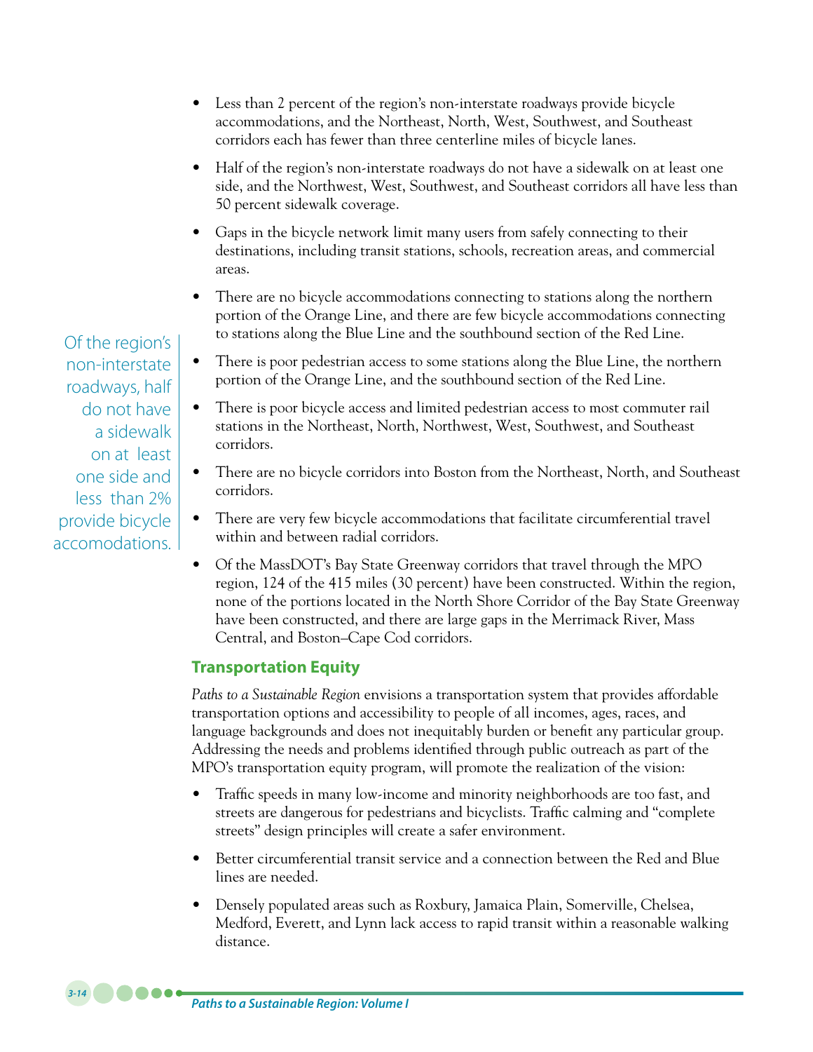- Less than 2 percent of the region's non-interstate roadways provide bicycle accommodations, and the Northeast, North, West, Southwest, and Southeast corridors each has fewer than three centerline miles of bicycle lanes.
- Half of the region's non-interstate roadways do not have a sidewalk on at least one side, and the Northwest, West, Southwest, and Southeast corridors all have less than 50 percent sidewalk coverage.
- Gaps in the bicycle network limit many users from safely connecting to their destinations, including transit stations, schools, recreation areas, and commercial areas.
- There are no bicycle accommodations connecting to stations along the northern portion of the Orange Line, and there are few bicycle accommodations connecting to stations along the Blue Line and the southbound section of the Red Line.
- There is poor pedestrian access to some stations along the Blue Line, the northern portion of the Orange Line, and the southbound section of the Red Line.
- There is poor bicycle access and limited pedestrian access to most commuter rail stations in the Northeast, North, Northwest, West, Southwest, and Southeast corridors.
- There are no bicycle corridors into Boston from the Northeast, North, and Southeast corridors.
- There are very few bicycle accommodations that facilitate circumferential travel within and between radial corridors.
- Of the MassDOT's Bay State Greenway corridors that travel through the MPO region, 124 of the 415 miles (30 percent) have been constructed. Within the region, none of the portions located in the North Shore Corridor of the Bay State Greenway have been constructed, and there are large gaps in the Merrimack River, Mass Central, and Boston–Cape Cod corridors.

Of the region's non-interstate roadways, half do not have a sidewalk on at least one side and less than 2% provide bicycle accomodations.

## Transportation Equity

*Paths to a Sustainable Region* envisions a transportation system that provides affordable transportation options and accessibility to people of all incomes, ages, races, and language backgrounds and does not inequitably burden or benefit any particular group. Addressing the needs and problems identified through public outreach as part of the MPO's transportation equity program, will promote the realization of the vision:

- Traffic speeds in many low-income and minority neighborhoods are too fast, and streets are dangerous for pedestrians and bicyclists. Traffic calming and "complete streets" design principles will create a safer environment.
- Better circumferential transit service and a connection between the Red and Blue lines are needed.
- Densely populated areas such as Roxbury, Jamaica Plain, Somerville, Chelsea, Medford, Everett, and Lynn lack access to rapid transit within a reasonable walking distance.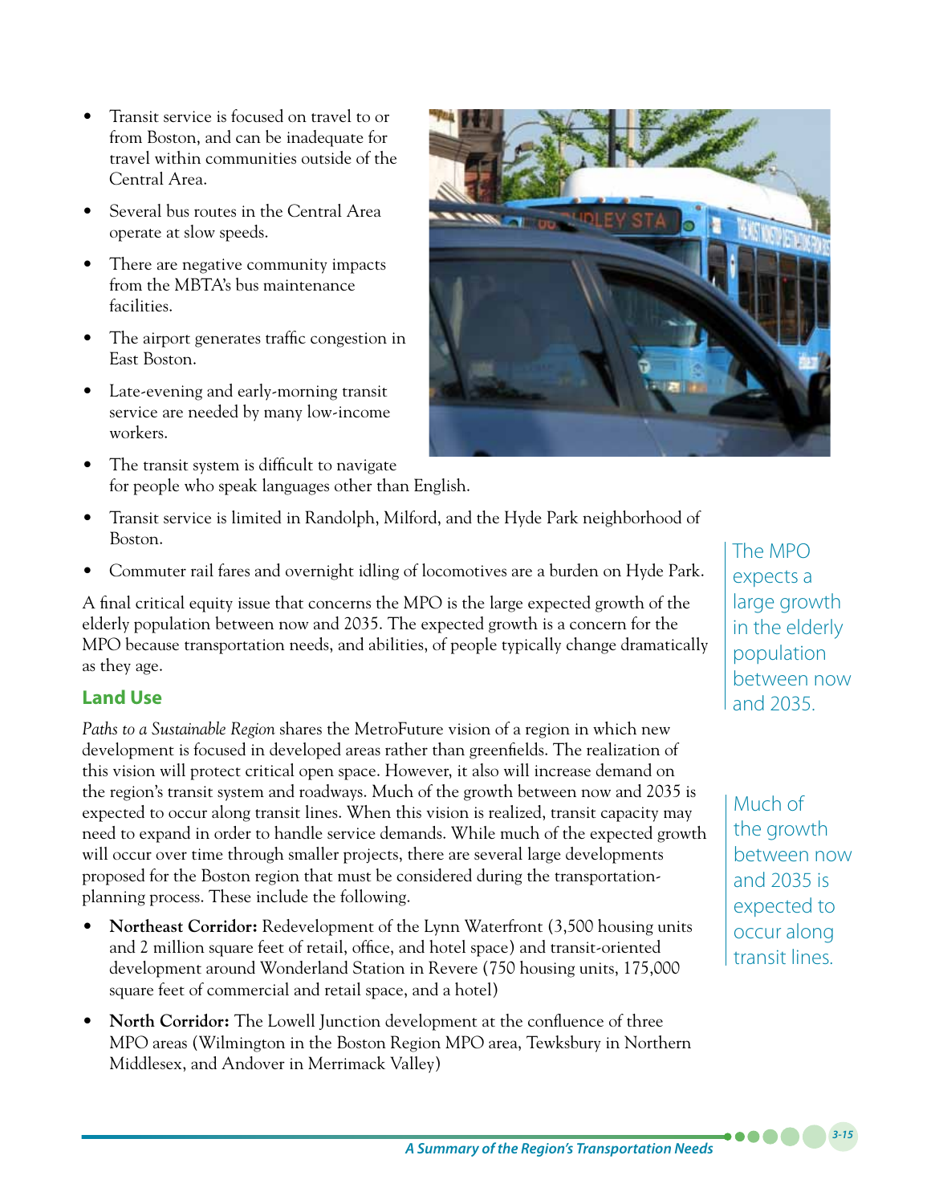- Transit service is focused on travel to or from Boston, and can be inadequate for travel within communities outside of the Central Area.
- Several bus routes in the Central Area operate at slow speeds.
- There are negative community impacts from the MBTA's bus maintenance facilities.
- The airport generates traffic congestion in East Boston.
- Late-evening and early-morning transit service are needed by many low-income workers.
- The transit system is difficult to navigate for people who speak languages other than English.
- Transit service is limited in Randolph, Milford, and the Hyde Park neighborhood of Boston.
- Commuter rail fares and overnight idling of locomotives are a burden on Hyde Park.

A final critical equity issue that concerns the MPO is the large expected growth of the elderly population between now and 2035. The expected growth is a concern for the MPO because transportation needs, and abilities, of people typically change dramatically as they age.

The MPO expects a large growth in the elderly population between now and 2035.

## Land Use

*Paths to a Sustainable Region* shares the MetroFuture vision of a region in which new development is focused in developed areas rather than greenfields. The realization of this vision will protect critical open space. However, it also will increase demand on the region's transit system and roadways. Much of the growth between now and 2035 is expected to occur along transit lines. When this vision is realized, transit capacity may need to expand in order to handle service demands. While much of the expected growth will occur over time through smaller projects, there are several large developments proposed for the Boston region that must be considered during the transportation-planning process. These include the following.

Much of the growth between now and 2035 is expected to occur along transit lines.

- **Northeast Corridor:** Redevelopment of the Lynn Waterfront (3,500 housing units and 2 million square feet of retail, office, and hotel space) and transit-oriented development around Wonderland Station in Revere (750 housing units, 175,000 square feet of commercial and retail space, and a hotel)
- **North Corridor:** The Lowell Junction development at the confluence of three MPO areas (Wilmington in the Boston Region MPO area, Tewksbury in Northern Middlesex, and Andover in Merrimack Valley)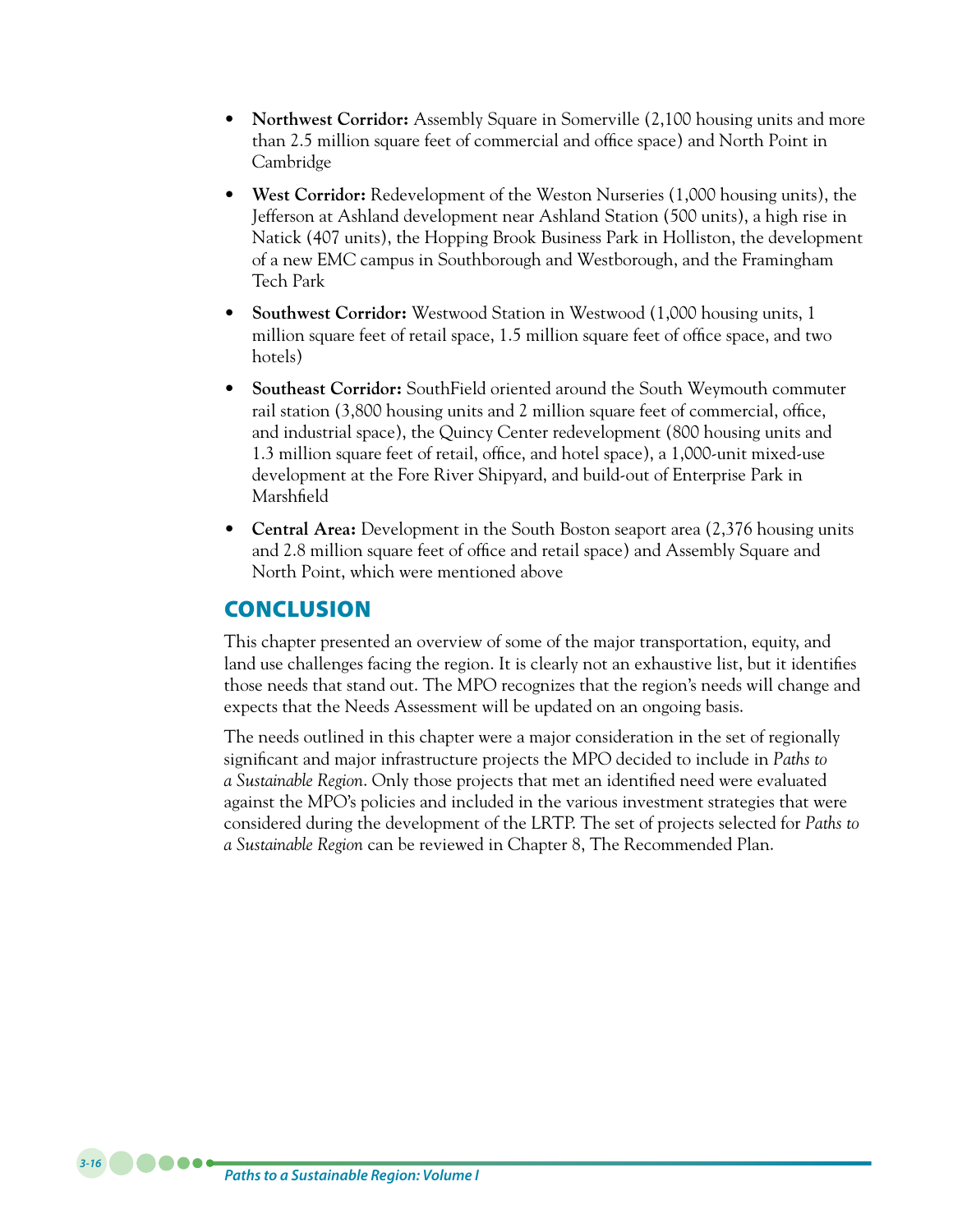- **Northwest Corridor:** Assembly Square in Somerville (2,100 housing units and more than 2.5 million square feet of commercial and office space) and North Point in Cambridge
- **West Corridor:** Redevelopment of the Weston Nurseries (1,000 housing units), the Jefferson at Ashland development near Ashland Station (500 units), a high rise in Natick (407 units), the Hopping Brook Business Park in Holliston, the development of a new EMC campus in Southborough and Westborough, and the Framingham Tech Park
- **Southwest Corridor:** Westwood Station in Westwood (1,000 housing units, 1 million square feet of retail space, 1.5 million square feet of office space, and two hotels)
- **Southeast Corridor:** SouthField oriented around the South Weymouth commuter rail station (3,800 housing units and 2 million square feet of commercial, office, and industrial space), the Quincy Center redevelopment (800 housing units and 1.3 million square feet of retail, office, and hotel space), a 1,000-unit mixed-use development at the Fore River Shipyard, and build-out of Enterprise Park in Marshfield
- **Central Area:** Development in the South Boston seaport area (2,376 housing units and 2.8 million square feet of office and retail space) and Assembly Square and North Point, which were mentioned above

## CONCLUSION

This chapter presented an overview of some of the major transportation, equity, and land use challenges facing the region. It is clearly not an exhaustive list, but it identifies those needs that stand out. The MPO recognizes that the region's needs will change and expects that the Needs Assessment will be updated on an ongoing basis.

The needs outlined in this chapter were a major consideration in the set of regionally significant and major infrastructure projects the MPO decided to include in *Paths to a Sustainable Region*. Only those projects that met an identified need were evaluated against the MPO's policies and included in the various investment strategies that were considered during the development of the LRTP. The set of projects selected for *Paths to a Sustainable Region* can be reviewed in Chapter 8, The Recommended Plan.